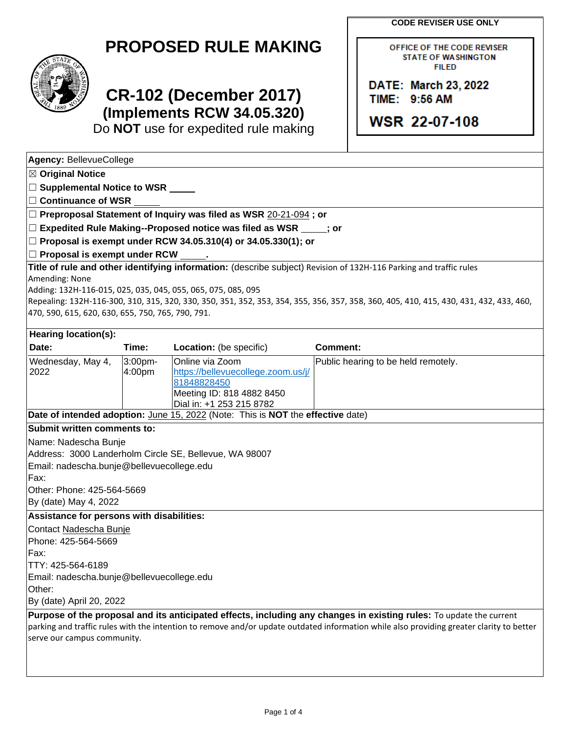# PROPOSED RULE MAKING

## CR-102 (December 2017)
### (Implements RCW 34.05.320)

Do **NOT** use for expedited rule making

**CODE REVISER USE ONLY**

OFFICE OF THE CODE REVISER
STATE OF WASHINGTON
FILED

DATE: March 23, 2022
TIME: 9:56 AM

WSR 22-07-108

**Agency:** BellevueCollege

☒ **Original Notice**

☐ **Supplemental Notice to WSR** _____

☐ **Continuance of WSR** _____

☐ **Preproposal Statement of Inquiry was filed as WSR** 20-21-094 **; or**

☐ **Expedited Rule Making--Proposed notice was filed as WSR** _____**; or**

☐ **Proposal is exempt under RCW 34.05.310(4) or 34.05.330(1); or**

☐ **Proposal is exempt under RCW** _____**.**

**Title of rule and other identifying information:** (describe subject) Revision of 132H-116 Parking and traffic rules

Amending: None

Adding: 132H-116-015, 025, 035, 045, 055, 065, 075, 085, 095

Repealing: 132H-116-300, 310, 315, 320, 330, 350, 351, 352, 353, 354, 355, 356, 357, 358, 360, 405, 410, 415, 430, 431, 432, 433, 460, 470, 590, 615, 620, 630, 655, 750, 765, 790, 791.

**Hearing location(s):**

| Date: | Time: | Location: (be specific) | Comment: |
|---|---|---|---|
| Wednesday, May 4, 2022 | 3:00pm-4:00pm | Online via Zoom https://bellevuecollege.zoom.us/j/81848828450 Meeting ID: 818 4882 8450 Dial in: +1 253 215 8782 | Public hearing to be held remotely. |

**Date of intended adoption:** June 15, 2022 (Note: This is **NOT** the **effective** date)

**Submit written comments to:**

Name: Nadescha Bunje

Address: 3000 Landerholm Circle SE, Bellevue, WA 98007

Email: nadescha.bunje@bellevuecollege.edu

Fax:

Other: Phone: 425-564-5669

By (date) May 4, 2022

**Assistance for persons with disabilities:**

Contact Nadescha Bunje

Phone: 425-564-5669

Fax:

TTY: 425-564-6189

Email: nadescha.bunje@bellevuecollege.edu

Other:

By (date) April 20, 2022

**Purpose of the proposal and its anticipated effects, including any changes in existing rules:** To update the current parking and traffic rules with the intention to remove and/or update outdated information while also providing greater clarity to better serve our campus community.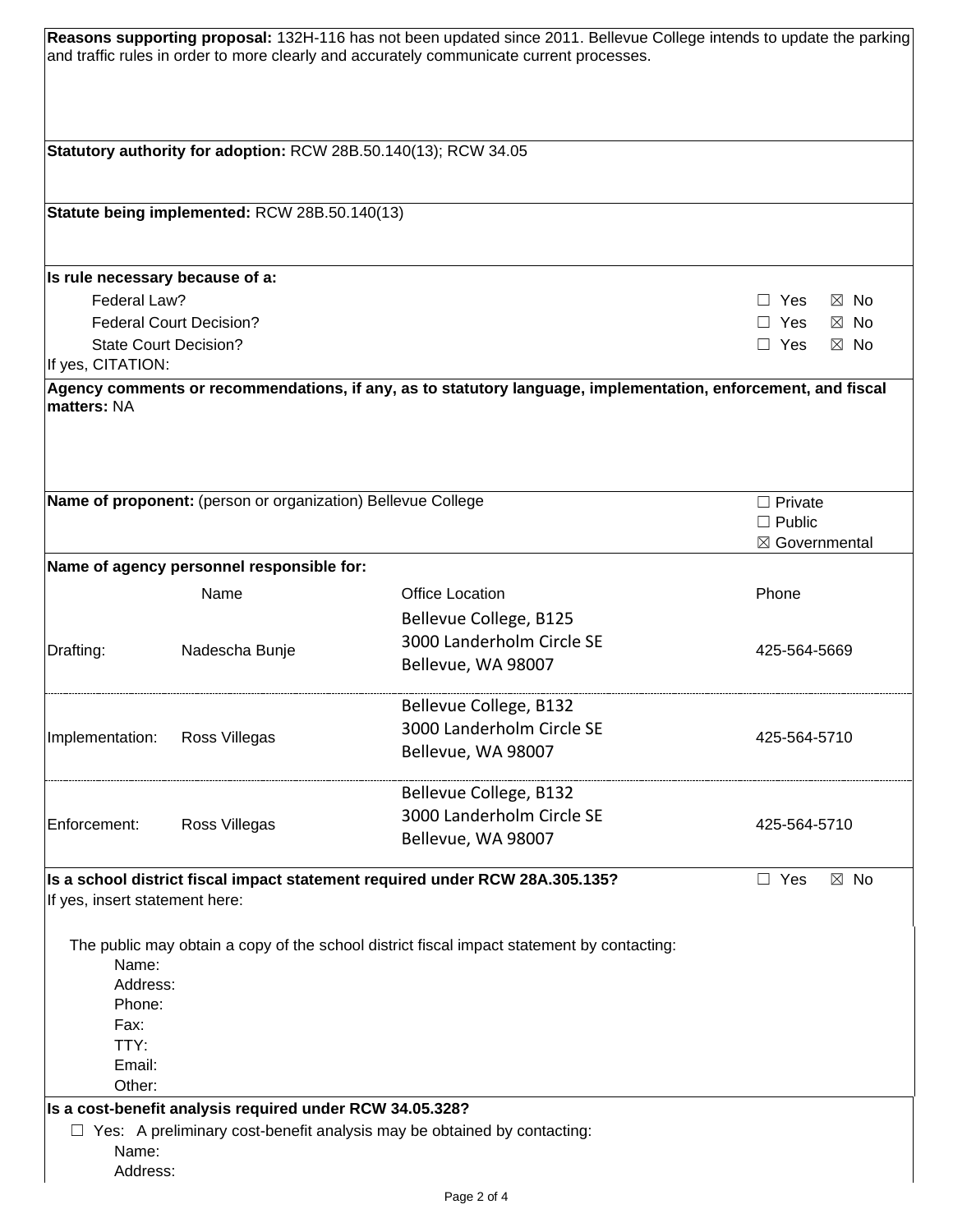**Reasons supporting proposal:** 132H-116 has not been updated since 2011. Bellevue College intends to update the parking and traffic rules in order to more clearly and accurately communicate current processes.

**Statutory authority for adoption:** RCW 28B.50.140(13); RCW 34.05

**Statute being implemented:** RCW 28B.50.140(13)

**Is rule necessary because of a:**

| | |
|---|---|
| Federal Law? | ☐ Yes ☒ No |
| Federal Court Decision? | ☐ Yes ☒ No |
| State Court Decision? | ☐ Yes ☒ No |

If yes, CITATION:

**Agency comments or recommendations, if any, as to statutory language, implementation, enforcement, and fiscal matters:** NA

**Name of proponent:** (person or organization) Bellevue College

☐ Private
☐ Public
☒ Governmental

**Name of agency personnel responsible for:**

| | Name | Office Location | Phone |
|---|---|---|---|
| Drafting: | Nadescha Bunje | Bellevue College, B125<br>3000 Landerholm Circle SE<br>Bellevue, WA 98007 | 425-564-5669 |
| Implementation: | Ross Villegas | Bellevue College, B132<br>3000 Landerholm Circle SE<br>Bellevue, WA 98007 | 425-564-5710 |
| Enforcement: | Ross Villegas | Bellevue College, B132<br>3000 Landerholm Circle SE<br>Bellevue, WA 98007 | 425-564-5710 |

**Is a school district fiscal impact statement required under RCW 28A.305.135?** ☐ Yes ☒ No

If yes, insert statement here:

The public may obtain a copy of the school district fiscal impact statement by contacting:

Name:
Address:
Phone:
Fax:
TTY:
Email:
Other:

**Is a cost-benefit analysis required under RCW 34.05.328?**

☐ Yes: A preliminary cost-benefit analysis may be obtained by contacting:

Name:
Address: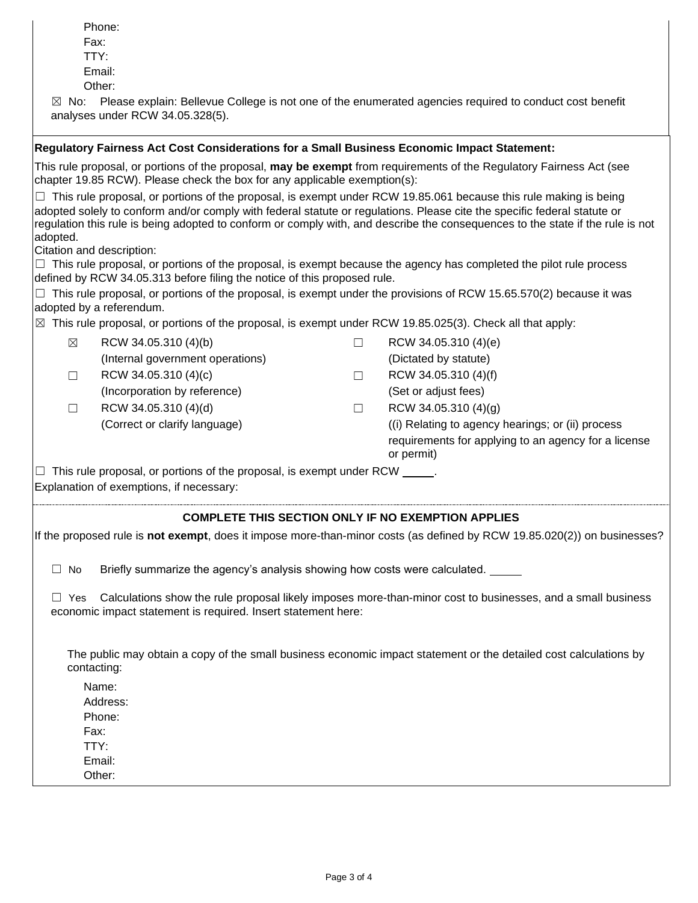Phone:
Fax:
TTY:
Email:
Other:

☒ No: Please explain: Bellevue College is not one of the enumerated agencies required to conduct cost benefit analyses under RCW 34.05.328(5).

**Regulatory Fairness Act Cost Considerations for a Small Business Economic Impact Statement:**

This rule proposal, or portions of the proposal, **may be exempt** from requirements of the Regulatory Fairness Act (see chapter 19.85 RCW). Please check the box for any applicable exemption(s):

☐ This rule proposal, or portions of the proposal, is exempt under RCW 19.85.061 because this rule making is being adopted solely to conform and/or comply with federal statute or regulations. Please cite the specific federal statute or regulation this rule is being adopted to conform or comply with, and describe the consequences to the state if the rule is not adopted.
Citation and description:

☐ This rule proposal, or portions of the proposal, is exempt because the agency has completed the pilot rule process defined by RCW 34.05.313 before filing the notice of this proposed rule.

☐ This rule proposal, or portions of the proposal, is exempt under the provisions of RCW 15.65.570(2) because it was adopted by a referendum.

☒ This rule proposal, or portions of the proposal, is exempt under RCW 19.85.025(3). Check all that apply:

| | | | |
|---|---|---|---|
| ☒ | RCW 34.05.310 (4)(b) (Internal government operations) | ☐ | RCW 34.05.310 (4)(e) (Dictated by statute) |
| ☐ | RCW 34.05.310 (4)(c) (Incorporation by reference) | ☐ | RCW 34.05.310 (4)(f) (Set or adjust fees) |
| ☐ | RCW 34.05.310 (4)(d) (Correct or clarify language) | ☐ | RCW 34.05.310 (4)(g) ((i) Relating to agency hearings; or (ii) process requirements for applying to an agency for a license or permit) |

☐ This rule proposal, or portions of the proposal, is exempt under RCW _____.

Explanation of exemptions, if necessary:

**COMPLETE THIS SECTION ONLY IF NO EXEMPTION APPLIES**

If the proposed rule is **not exempt**, does it impose more-than-minor costs (as defined by RCW 19.85.020(2)) on businesses?

☐ No Briefly summarize the agency's analysis showing how costs were calculated. _____

☐ Yes Calculations show the rule proposal likely imposes more-than-minor cost to businesses, and a small business economic impact statement is required. Insert statement here:

The public may obtain a copy of the small business economic impact statement or the detailed cost calculations by contacting:

Name:
Address:
Phone:
Fax:
TTY:
Email:
Other: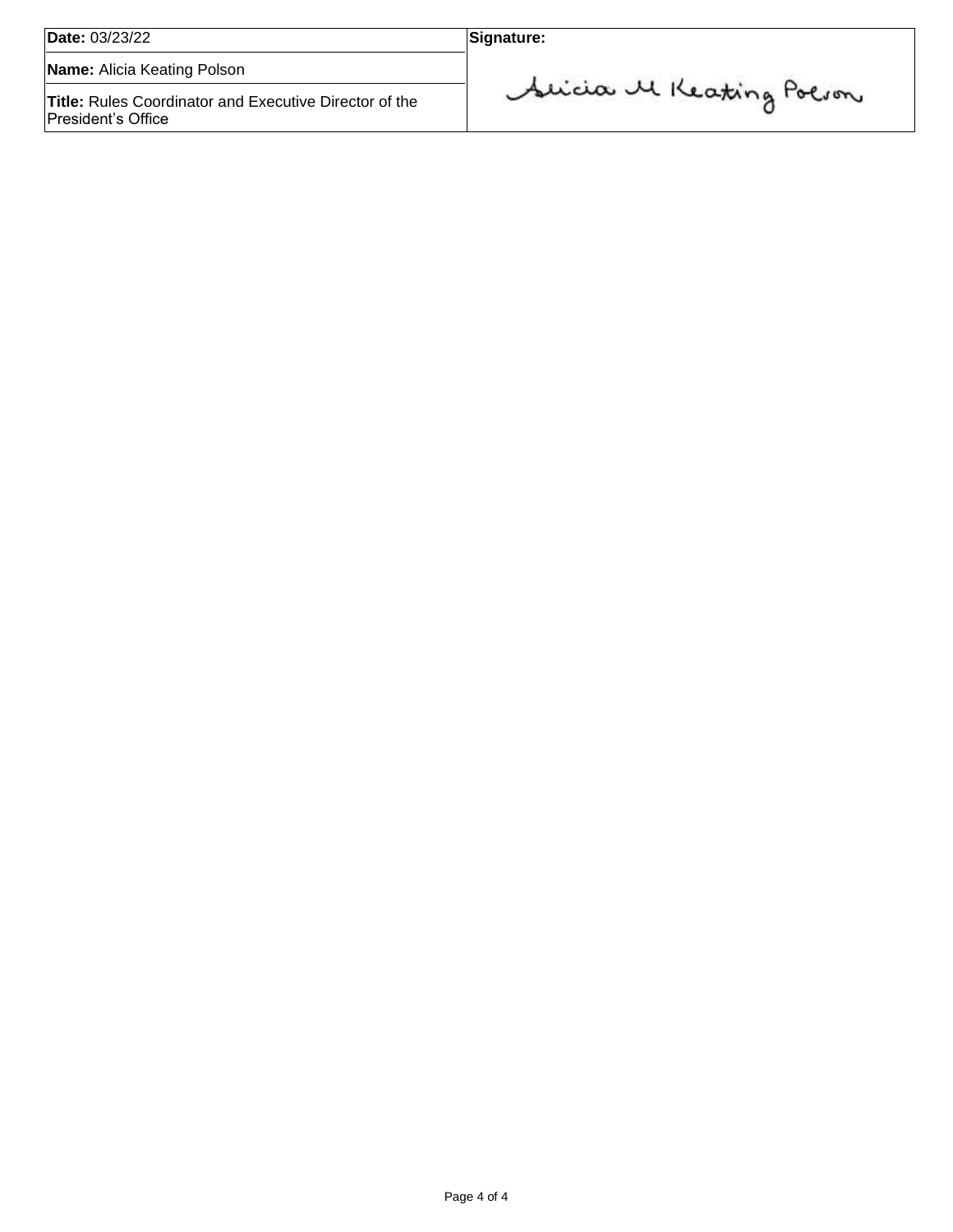| | |
|---|---|
| **Date:** 03/23/22 | **Signature:** |
| **Name:** Alicia Keating Polson | Alicia M Keating Polson |
| **Title:** Rules Coordinator and Executive Director of the President's Office | |